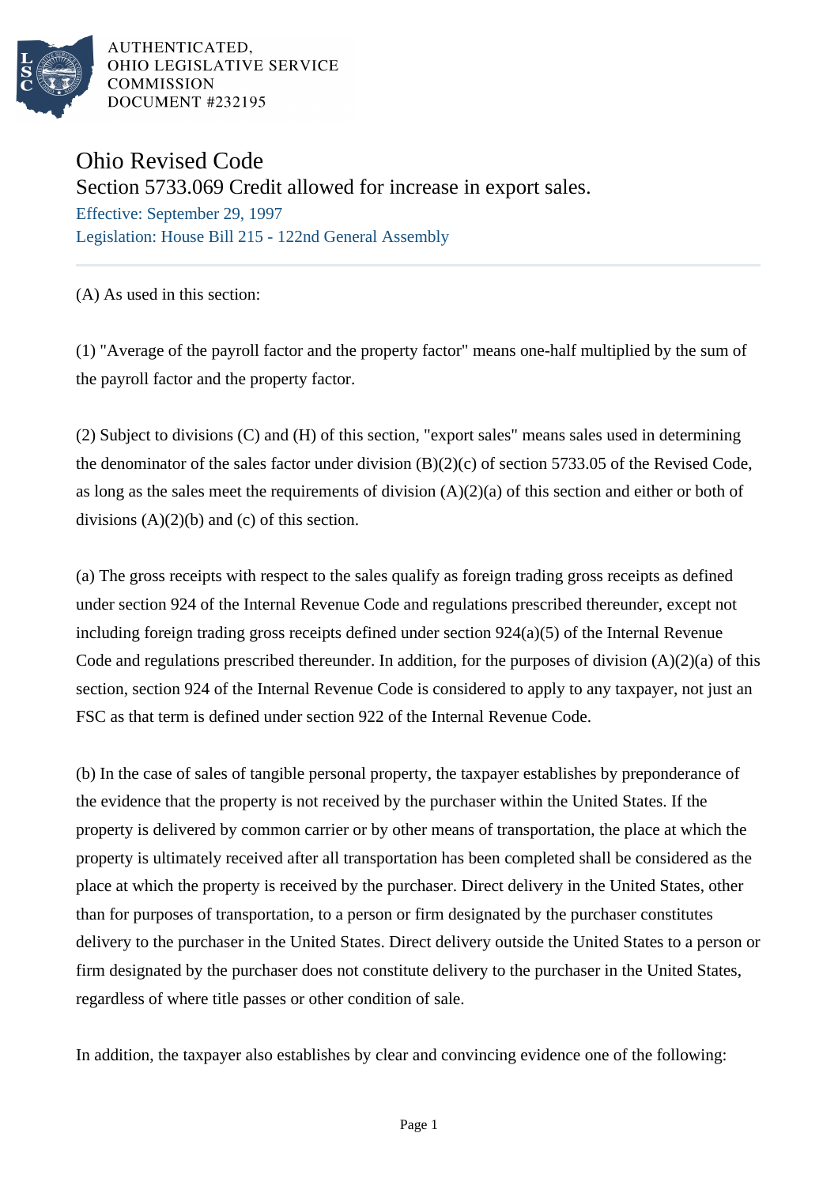AUTHENTICATED,
OHIO LEGISLATIVE SERVICE
COMMISSION
DOCUMENT #232195

# Ohio Revised Code

## Section 5733.069 Credit allowed for increase in export sales.

Effective: September 29, 1997

Legislation: House Bill 215 - 122nd General Assembly

(A) As used in this section:

(1) "Average of the payroll factor and the property factor" means one-half multiplied by the sum of the payroll factor and the property factor.

(2) Subject to divisions (C) and (H) of this section, "export sales" means sales used in determining the denominator of the sales factor under division (B)(2)(c) of section 5733.05 of the Revised Code, as long as the sales meet the requirements of division (A)(2)(a) of this section and either or both of divisions (A)(2)(b) and (c) of this section.

(a) The gross receipts with respect to the sales qualify as foreign trading gross receipts as defined under section 924 of the Internal Revenue Code and regulations prescribed thereunder, except not including foreign trading gross receipts defined under section 924(a)(5) of the Internal Revenue Code and regulations prescribed thereunder. In addition, for the purposes of division (A)(2)(a) of this section, section 924 of the Internal Revenue Code is considered to apply to any taxpayer, not just an FSC as that term is defined under section 922 of the Internal Revenue Code.

(b) In the case of sales of tangible personal property, the taxpayer establishes by preponderance of the evidence that the property is not received by the purchaser within the United States. If the property is delivered by common carrier or by other means of transportation, the place at which the property is ultimately received after all transportation has been completed shall be considered as the place at which the property is received by the purchaser. Direct delivery in the United States, other than for purposes of transportation, to a person or firm designated by the purchaser constitutes delivery to the purchaser in the United States. Direct delivery outside the United States to a person or firm designated by the purchaser does not constitute delivery to the purchaser in the United States, regardless of where title passes or other condition of sale.

In addition, the taxpayer also establishes by clear and convincing evidence one of the following: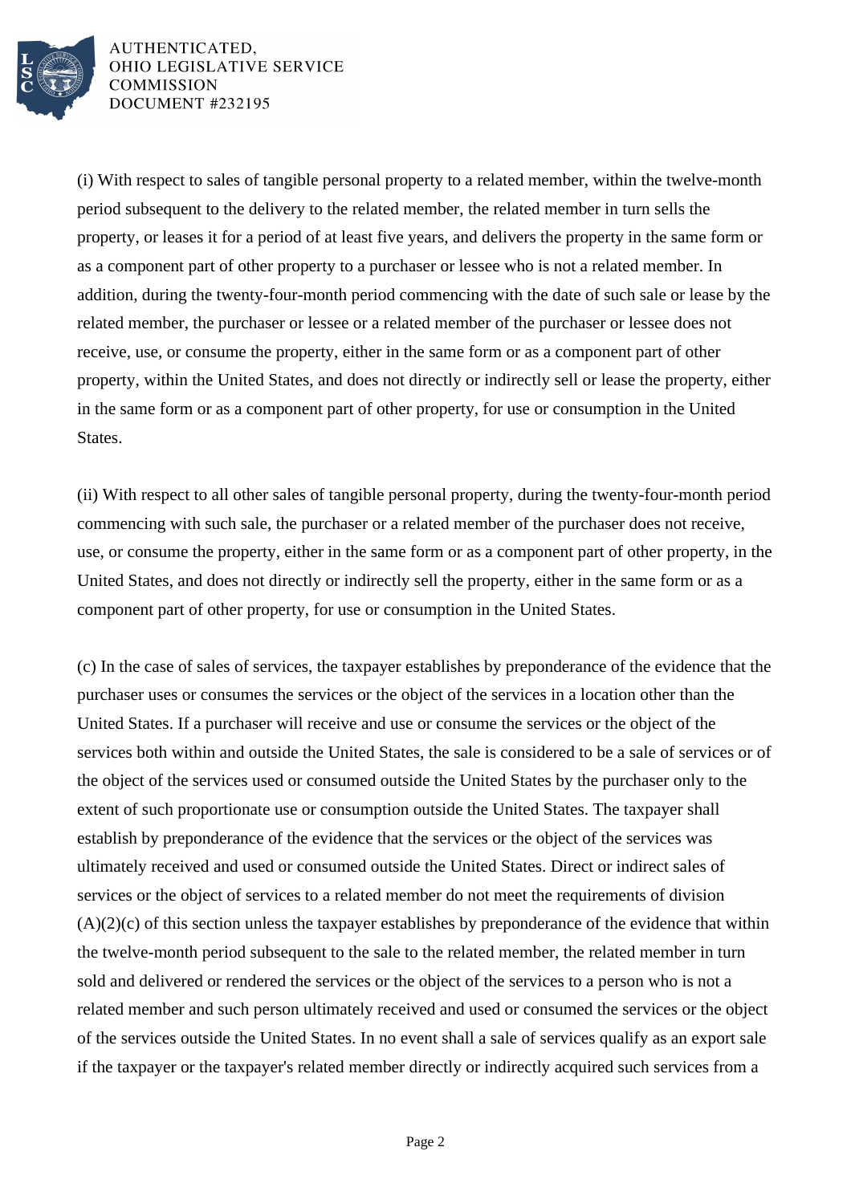(i) With respect to sales of tangible personal property to a related member, within the twelve-month period subsequent to the delivery to the related member, the related member in turn sells the property, or leases it for a period of at least five years, and delivers the property in the same form or as a component part of other property to a purchaser or lessee who is not a related member. In addition, during the twenty-four-month period commencing with the date of such sale or lease by the related member, the purchaser or lessee or a related member of the purchaser or lessee does not receive, use, or consume the property, either in the same form or as a component part of other property, within the United States, and does not directly or indirectly sell or lease the property, either in the same form or as a component part of other property, for use or consumption in the United States.

(ii) With respect to all other sales of tangible personal property, during the twenty-four-month period commencing with such sale, the purchaser or a related member of the purchaser does not receive, use, or consume the property, either in the same form or as a component part of other property, in the United States, and does not directly or indirectly sell the property, either in the same form or as a component part of other property, for use or consumption in the United States.

(c) In the case of sales of services, the taxpayer establishes by preponderance of the evidence that the purchaser uses or consumes the services or the object of the services in a location other than the United States. If a purchaser will receive and use or consume the services or the object of the services both within and outside the United States, the sale is considered to be a sale of services or of the object of the services used or consumed outside the United States by the purchaser only to the extent of such proportionate use or consumption outside the United States. The taxpayer shall establish by preponderance of the evidence that the services or the object of the services was ultimately received and used or consumed outside the United States. Direct or indirect sales of services or the object of services to a related member do not meet the requirements of division (A)(2)(c) of this section unless the taxpayer establishes by preponderance of the evidence that within the twelve-month period subsequent to the sale to the related member, the related member in turn sold and delivered or rendered the services or the object of the services to a person who is not a related member and such person ultimately received and used or consumed the services or the object of the services outside the United States. In no event shall a sale of services qualify as an export sale if the taxpayer or the taxpayer's related member directly or indirectly acquired such services from a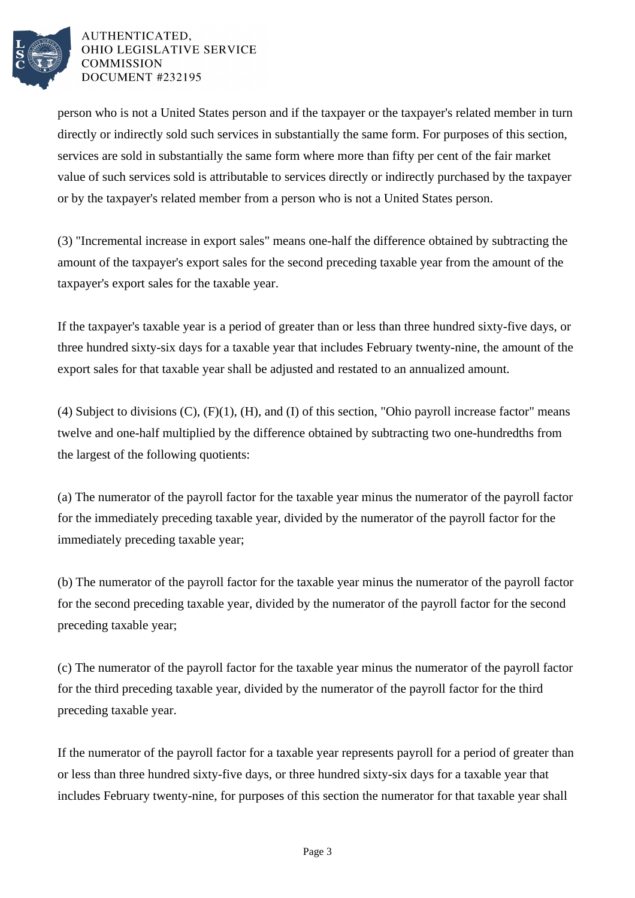person who is not a United States person and if the taxpayer or the taxpayer's related member in turn directly or indirectly sold such services in substantially the same form. For purposes of this section, services are sold in substantially the same form where more than fifty per cent of the fair market value of such services sold is attributable to services directly or indirectly purchased by the taxpayer or by the taxpayer's related member from a person who is not a United States person.

(3) "Incremental increase in export sales" means one-half the difference obtained by subtracting the amount of the taxpayer's export sales for the second preceding taxable year from the amount of the taxpayer's export sales for the taxable year.

If the taxpayer's taxable year is a period of greater than or less than three hundred sixty-five days, or three hundred sixty-six days for a taxable year that includes February twenty-nine, the amount of the export sales for that taxable year shall be adjusted and restated to an annualized amount.

(4) Subject to divisions (C), (F)(1), (H), and (I) of this section, "Ohio payroll increase factor" means twelve and one-half multiplied by the difference obtained by subtracting two one-hundredths from the largest of the following quotients:

(a) The numerator of the payroll factor for the taxable year minus the numerator of the payroll factor for the immediately preceding taxable year, divided by the numerator of the payroll factor for the immediately preceding taxable year;

(b) The numerator of the payroll factor for the taxable year minus the numerator of the payroll factor for the second preceding taxable year, divided by the numerator of the payroll factor for the second preceding taxable year;

(c) The numerator of the payroll factor for the taxable year minus the numerator of the payroll factor for the third preceding taxable year, divided by the numerator of the payroll factor for the third preceding taxable year.

If the numerator of the payroll factor for a taxable year represents payroll for a period of greater than or less than three hundred sixty-five days, or three hundred sixty-six days for a taxable year that includes February twenty-nine, for purposes of this section the numerator for that taxable year shall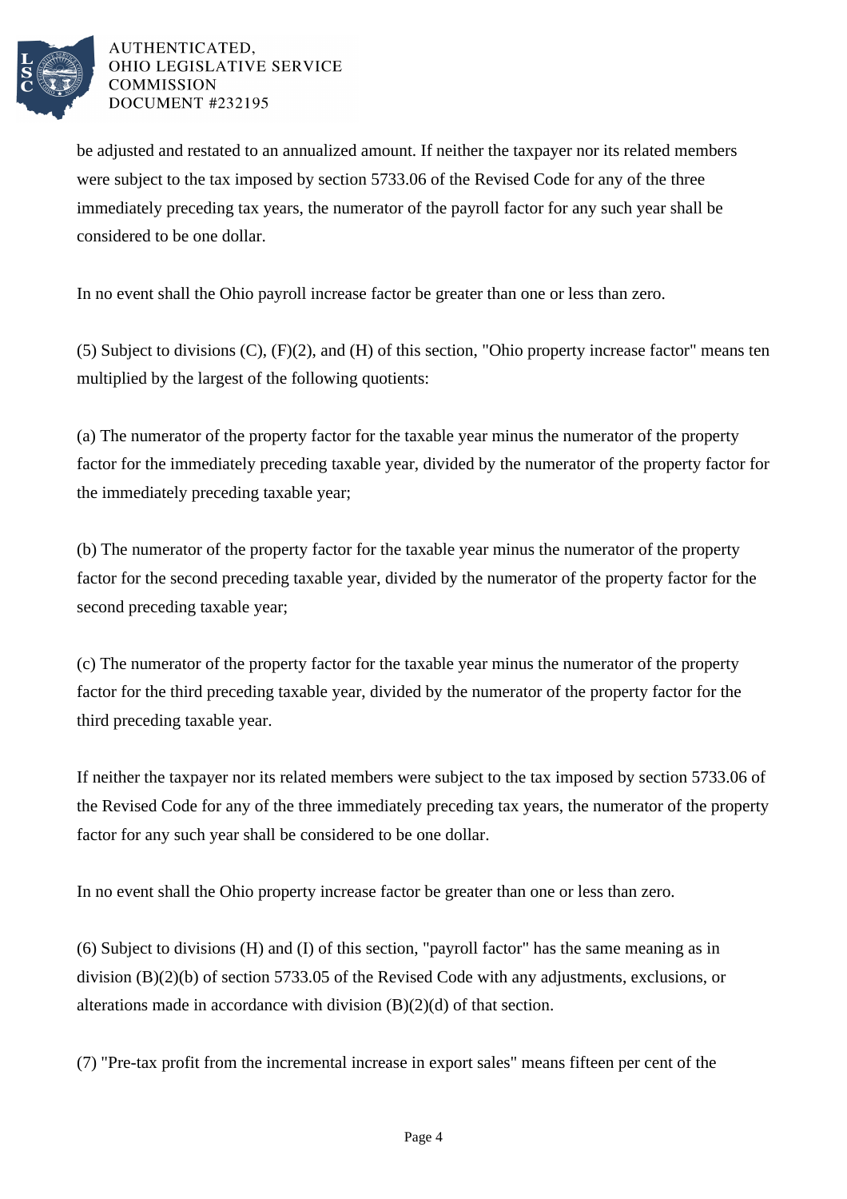be adjusted and restated to an annualized amount. If neither the taxpayer nor its related members were subject to the tax imposed by section 5733.06 of the Revised Code for any of the three immediately preceding tax years, the numerator of the payroll factor for any such year shall be considered to be one dollar.

In no event shall the Ohio payroll increase factor be greater than one or less than zero.

(5) Subject to divisions (C), (F)(2), and (H) of this section, "Ohio property increase factor" means ten multiplied by the largest of the following quotients:

(a) The numerator of the property factor for the taxable year minus the numerator of the property factor for the immediately preceding taxable year, divided by the numerator of the property factor for the immediately preceding taxable year;

(b) The numerator of the property factor for the taxable year minus the numerator of the property factor for the second preceding taxable year, divided by the numerator of the property factor for the second preceding taxable year;

(c) The numerator of the property factor for the taxable year minus the numerator of the property factor for the third preceding taxable year, divided by the numerator of the property factor for the third preceding taxable year.

If neither the taxpayer nor its related members were subject to the tax imposed by section 5733.06 of the Revised Code for any of the three immediately preceding tax years, the numerator of the property factor for any such year shall be considered to be one dollar.

In no event shall the Ohio property increase factor be greater than one or less than zero.

(6) Subject to divisions (H) and (I) of this section, "payroll factor" has the same meaning as in division (B)(2)(b) of section 5733.05 of the Revised Code with any adjustments, exclusions, or alterations made in accordance with division (B)(2)(d) of that section.

(7) "Pre-tax profit from the incremental increase in export sales" means fifteen per cent of the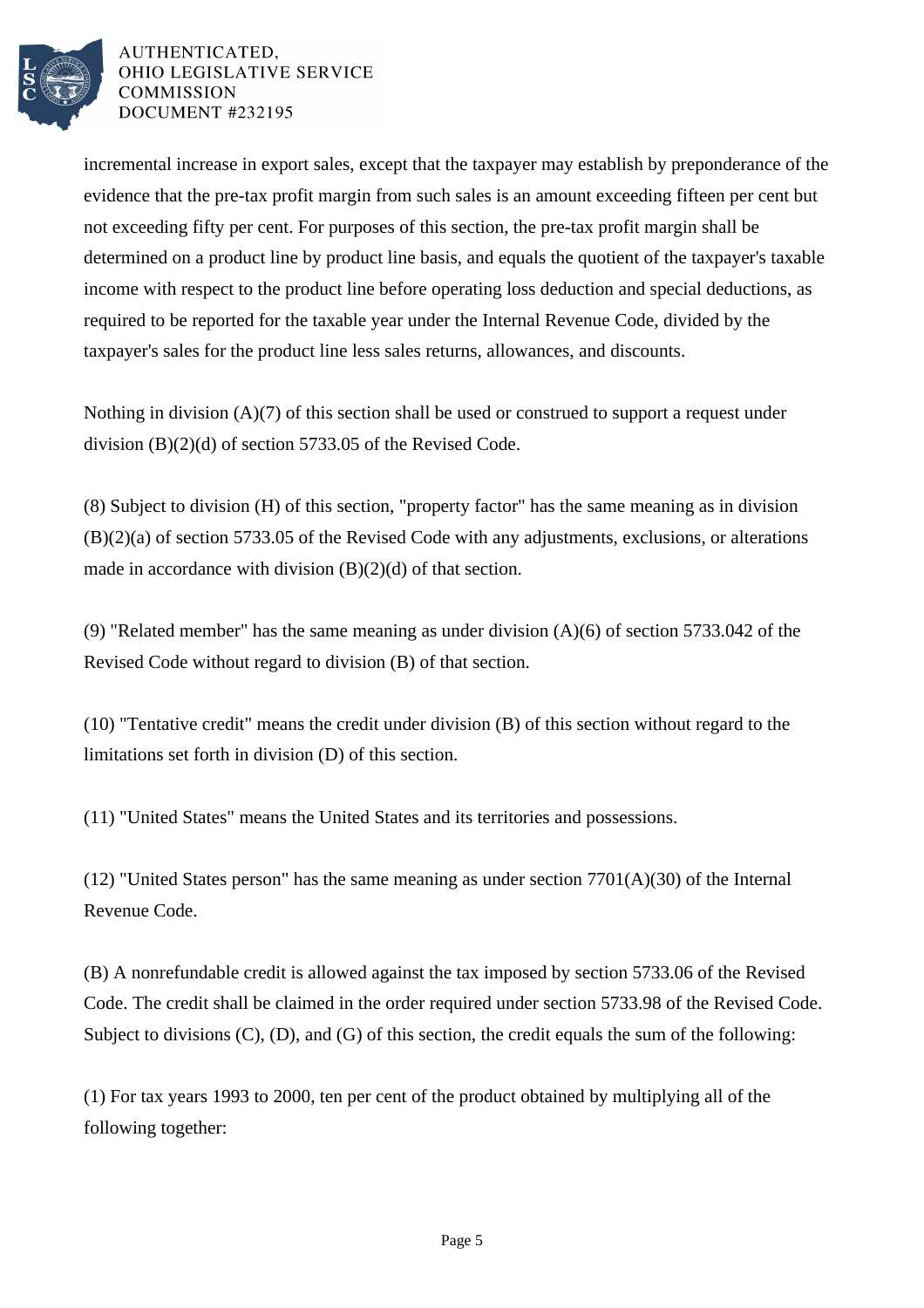incremental increase in export sales, except that the taxpayer may establish by preponderance of the evidence that the pre-tax profit margin from such sales is an amount exceeding fifteen per cent but not exceeding fifty per cent. For purposes of this section, the pre-tax profit margin shall be determined on a product line by product line basis, and equals the quotient of the taxpayer's taxable income with respect to the product line before operating loss deduction and special deductions, as required to be reported for the taxable year under the Internal Revenue Code, divided by the taxpayer's sales for the product line less sales returns, allowances, and discounts.

Nothing in division (A)(7) of this section shall be used or construed to support a request under division (B)(2)(d) of section 5733.05 of the Revised Code.

(8) Subject to division (H) of this section, "property factor" has the same meaning as in division (B)(2)(a) of section 5733.05 of the Revised Code with any adjustments, exclusions, or alterations made in accordance with division (B)(2)(d) of that section.

(9) "Related member" has the same meaning as under division (A)(6) of section 5733.042 of the Revised Code without regard to division (B) of that section.

(10) "Tentative credit" means the credit under division (B) of this section without regard to the limitations set forth in division (D) of this section.

(11) "United States" means the United States and its territories and possessions.

(12) "United States person" has the same meaning as under section 7701(A)(30) of the Internal Revenue Code.

(B) A nonrefundable credit is allowed against the tax imposed by section 5733.06 of the Revised Code. The credit shall be claimed in the order required under section 5733.98 of the Revised Code. Subject to divisions (C), (D), and (G) of this section, the credit equals the sum of the following:

(1) For tax years 1993 to 2000, ten per cent of the product obtained by multiplying all of the following together: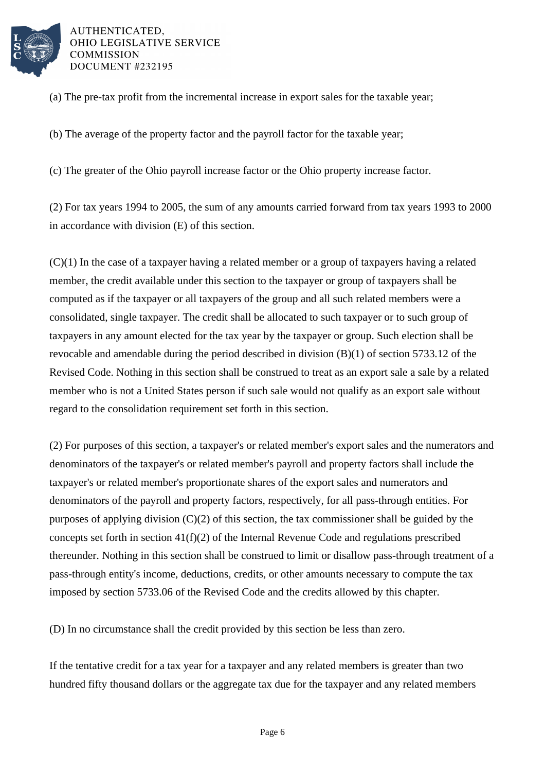(a) The pre-tax profit from the incremental increase in export sales for the taxable year;

(b) The average of the property factor and the payroll factor for the taxable year;

(c) The greater of the Ohio payroll increase factor or the Ohio property increase factor.

(2) For tax years 1994 to 2005, the sum of any amounts carried forward from tax years 1993 to 2000 in accordance with division (E) of this section.

(C)(1) In the case of a taxpayer having a related member or a group of taxpayers having a related member, the credit available under this section to the taxpayer or group of taxpayers shall be computed as if the taxpayer or all taxpayers of the group and all such related members were a consolidated, single taxpayer. The credit shall be allocated to such taxpayer or to such group of taxpayers in any amount elected for the tax year by the taxpayer or group. Such election shall be revocable and amendable during the period described in division (B)(1) of section 5733.12 of the Revised Code. Nothing in this section shall be construed to treat as an export sale a sale by a related member who is not a United States person if such sale would not qualify as an export sale without regard to the consolidation requirement set forth in this section.

(2) For purposes of this section, a taxpayer's or related member's export sales and the numerators and denominators of the taxpayer's or related member's payroll and property factors shall include the taxpayer's or related member's proportionate shares of the export sales and numerators and denominators of the payroll and property factors, respectively, for all pass-through entities. For purposes of applying division (C)(2) of this section, the tax commissioner shall be guided by the concepts set forth in section 41(f)(2) of the Internal Revenue Code and regulations prescribed thereunder. Nothing in this section shall be construed to limit or disallow pass-through treatment of a pass-through entity's income, deductions, credits, or other amounts necessary to compute the tax imposed by section 5733.06 of the Revised Code and the credits allowed by this chapter.

(D) In no circumstance shall the credit provided by this section be less than zero.

If the tentative credit for a tax year for a taxpayer and any related members is greater than two hundred fifty thousand dollars or the aggregate tax due for the taxpayer and any related members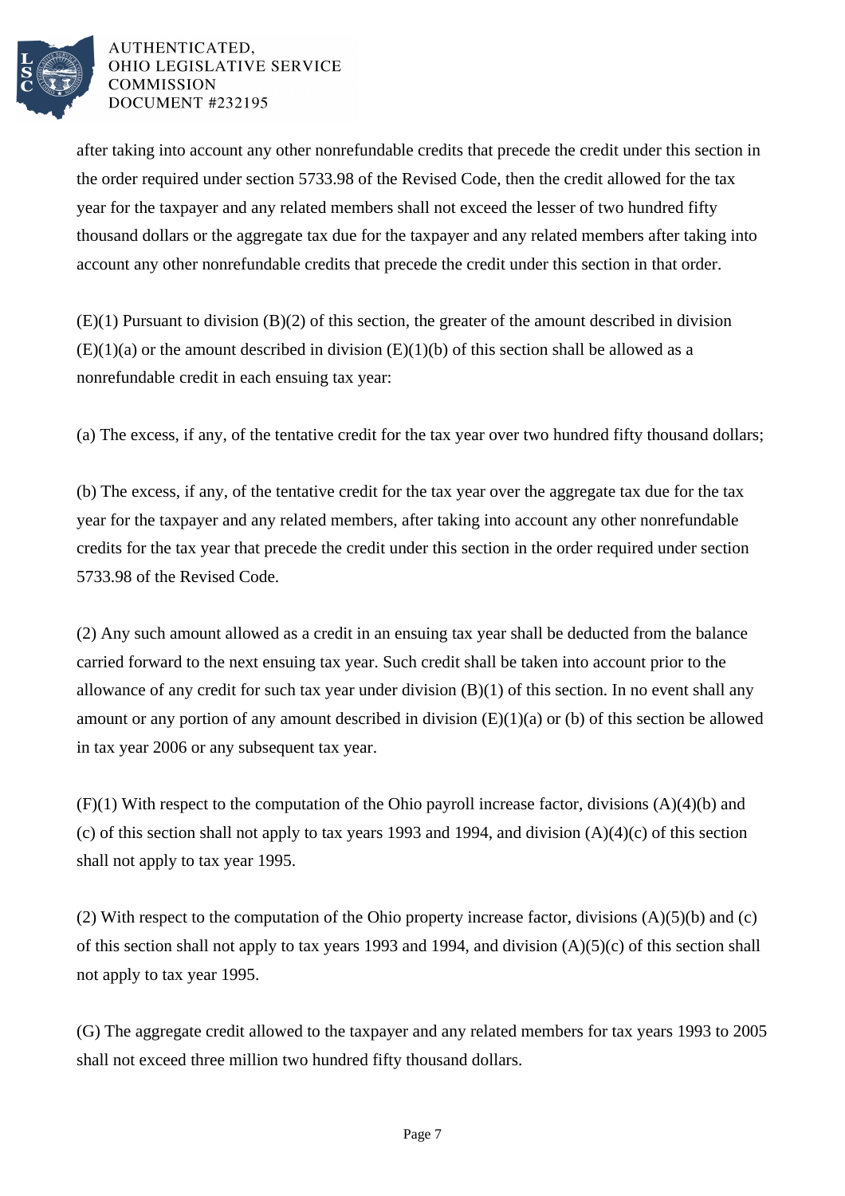after taking into account any other nonrefundable credits that precede the credit under this section in the order required under section 5733.98 of the Revised Code, then the credit allowed for the tax year for the taxpayer and any related members shall not exceed the lesser of two hundred fifty thousand dollars or the aggregate tax due for the taxpayer and any related members after taking into account any other nonrefundable credits that precede the credit under this section in that order.

(E)(1) Pursuant to division (B)(2) of this section, the greater of the amount described in division (E)(1)(a) or the amount described in division (E)(1)(b) of this section shall be allowed as a nonrefundable credit in each ensuing tax year:

(a) The excess, if any, of the tentative credit for the tax year over two hundred fifty thousand dollars;

(b) The excess, if any, of the tentative credit for the tax year over the aggregate tax due for the tax year for the taxpayer and any related members, after taking into account any other nonrefundable credits for the tax year that precede the credit under this section in the order required under section 5733.98 of the Revised Code.

(2) Any such amount allowed as a credit in an ensuing tax year shall be deducted from the balance carried forward to the next ensuing tax year. Such credit shall be taken into account prior to the allowance of any credit for such tax year under division (B)(1) of this section. In no event shall any amount or any portion of any amount described in division (E)(1)(a) or (b) of this section be allowed in tax year 2006 or any subsequent tax year.

(F)(1) With respect to the computation of the Ohio payroll increase factor, divisions (A)(4)(b) and (c) of this section shall not apply to tax years 1993 and 1994, and division (A)(4)(c) of this section shall not apply to tax year 1995.

(2) With respect to the computation of the Ohio property increase factor, divisions (A)(5)(b) and (c) of this section shall not apply to tax years 1993 and 1994, and division (A)(5)(c) of this section shall not apply to tax year 1995.

(G) The aggregate credit allowed to the taxpayer and any related members for tax years 1993 to 2005 shall not exceed three million two hundred fifty thousand dollars.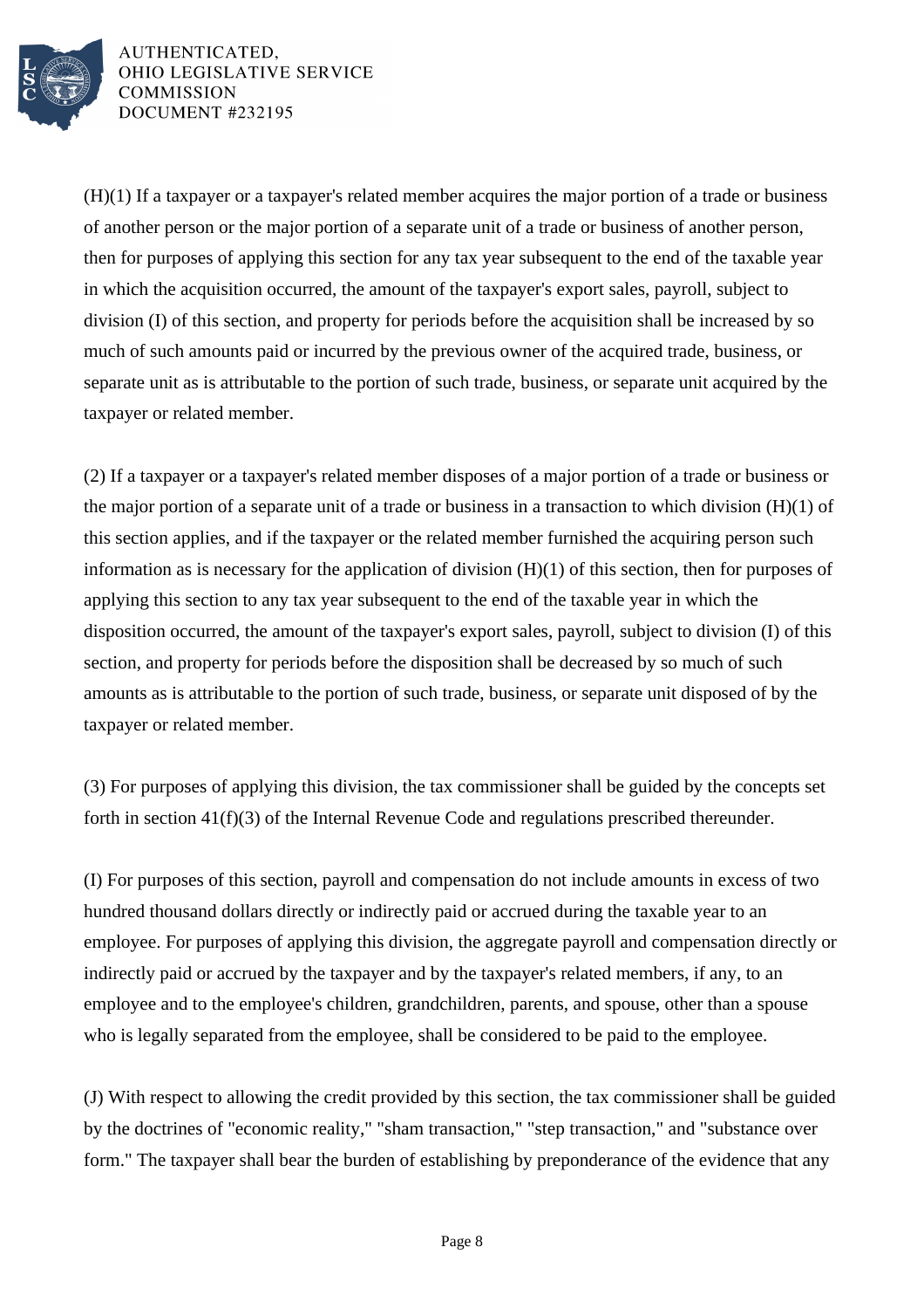(H)(1) If a taxpayer or a taxpayer's related member acquires the major portion of a trade or business of another person or the major portion of a separate unit of a trade or business of another person, then for purposes of applying this section for any tax year subsequent to the end of the taxable year in which the acquisition occurred, the amount of the taxpayer's export sales, payroll, subject to division (I) of this section, and property for periods before the acquisition shall be increased by so much of such amounts paid or incurred by the previous owner of the acquired trade, business, or separate unit as is attributable to the portion of such trade, business, or separate unit acquired by the taxpayer or related member.

(2) If a taxpayer or a taxpayer's related member disposes of a major portion of a trade or business or the major portion of a separate unit of a trade or business in a transaction to which division (H)(1) of this section applies, and if the taxpayer or the related member furnished the acquiring person such information as is necessary for the application of division (H)(1) of this section, then for purposes of applying this section to any tax year subsequent to the end of the taxable year in which the disposition occurred, the amount of the taxpayer's export sales, payroll, subject to division (I) of this section, and property for periods before the disposition shall be decreased by so much of such amounts as is attributable to the portion of such trade, business, or separate unit disposed of by the taxpayer or related member.

(3) For purposes of applying this division, the tax commissioner shall be guided by the concepts set forth in section 41(f)(3) of the Internal Revenue Code and regulations prescribed thereunder.

(I) For purposes of this section, payroll and compensation do not include amounts in excess of two hundred thousand dollars directly or indirectly paid or accrued during the taxable year to an employee. For purposes of applying this division, the aggregate payroll and compensation directly or indirectly paid or accrued by the taxpayer and by the taxpayer's related members, if any, to an employee and to the employee's children, grandchildren, parents, and spouse, other than a spouse who is legally separated from the employee, shall be considered to be paid to the employee.

(J) With respect to allowing the credit provided by this section, the tax commissioner shall be guided by the doctrines of "economic reality," "sham transaction," "step transaction," and "substance over form." The taxpayer shall bear the burden of establishing by preponderance of the evidence that any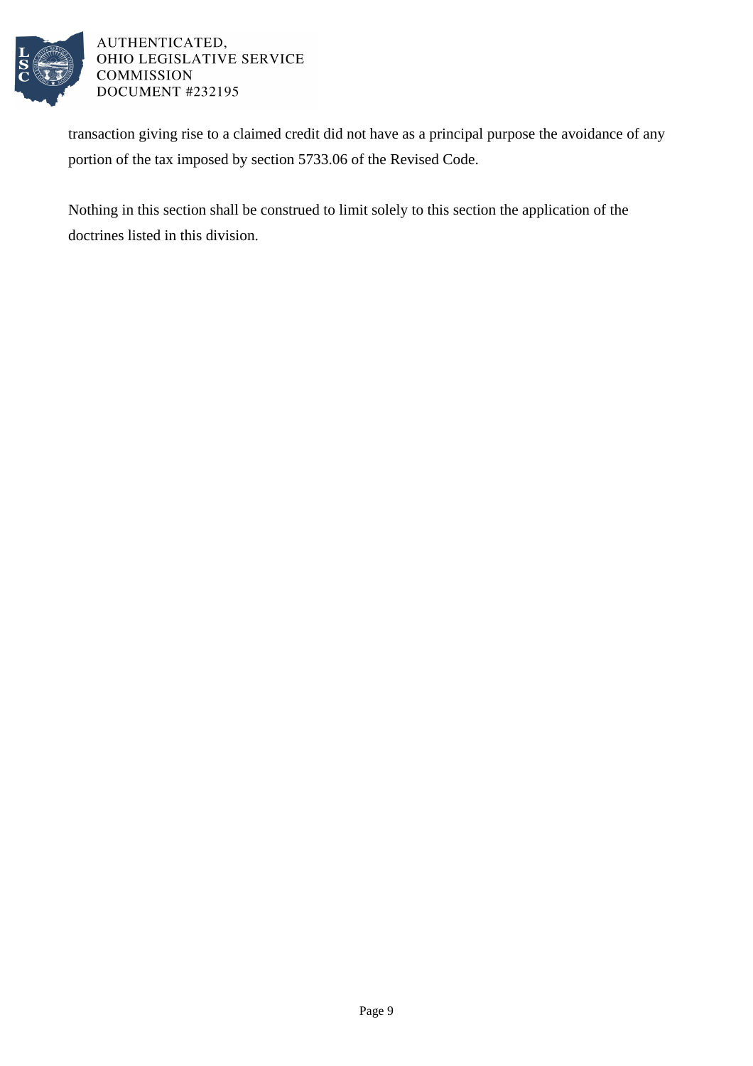transaction giving rise to a claimed credit did not have as a principal purpose the avoidance of any portion of the tax imposed by section 5733.06 of the Revised Code.

Nothing in this section shall be construed to limit solely to this section the application of the doctrines listed in this division.